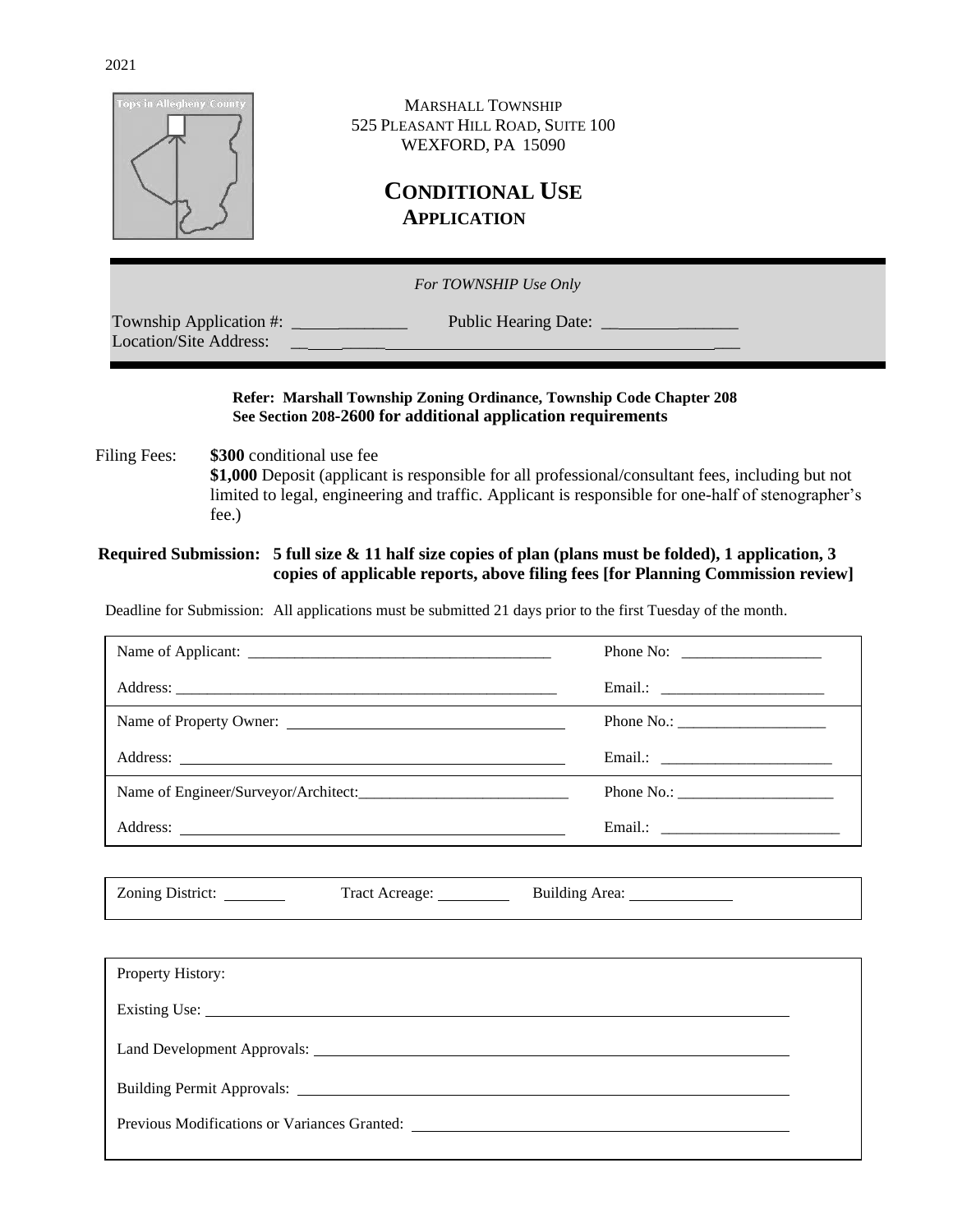2021

MARSHALL TOWNSHIP
525 PLEASANT HILL ROAD, SUITE 100
WEXFORD, PA 15090

# CONDITIONAL USE APPLICATION

*For TOWNSHIP Use Only*

Township Application #: ______________ Public Hearing Date: ________________
Location/Site Address: ______________________________________________

**Refer: Marshall Township Zoning Ordinance, Township Code Chapter 208**
**See Section 208-2600 for additional application requirements**

Filing Fees: **$300** conditional use fee
**$1,000** Deposit (applicant is responsible for all professional/consultant fees, including but not limited to legal, engineering and traffic. Applicant is responsible for one-half of stenographer's fee.)

**Required Submission: 5 full size & 11 half size copies of plan (plans must be folded), 1 application, 3 copies of applicable reports, above filing fees [for Planning Commission review]**

Deadline for Submission: All applications must be submitted 21 days prior to the first Tuesday of the month.

| | |
|---|---|
| Name of Applicant: ______________________________ | Phone No: ________________ |
| Address: ______________________________________ | Email.: ____________________ |
| Name of Property Owner: ___________________________ | Phone No.: __________________ |
| Address: ______________________________________ | Email.: ____________________ |
| Name of Engineer/Surveyor/Architect: __________________ | Phone No.: __________________ |
| Address: ______________________________________ | Email.: ____________________ |

Zoning District: ________ Tract Acreage: ________ Building Area: ____________

Property History:

Existing Use: ______________________________________________

Land Development Approvals: ______________________________________________

Building Permit Approvals: ______________________________________________

Previous Modifications or Variances Granted: ______________________________________________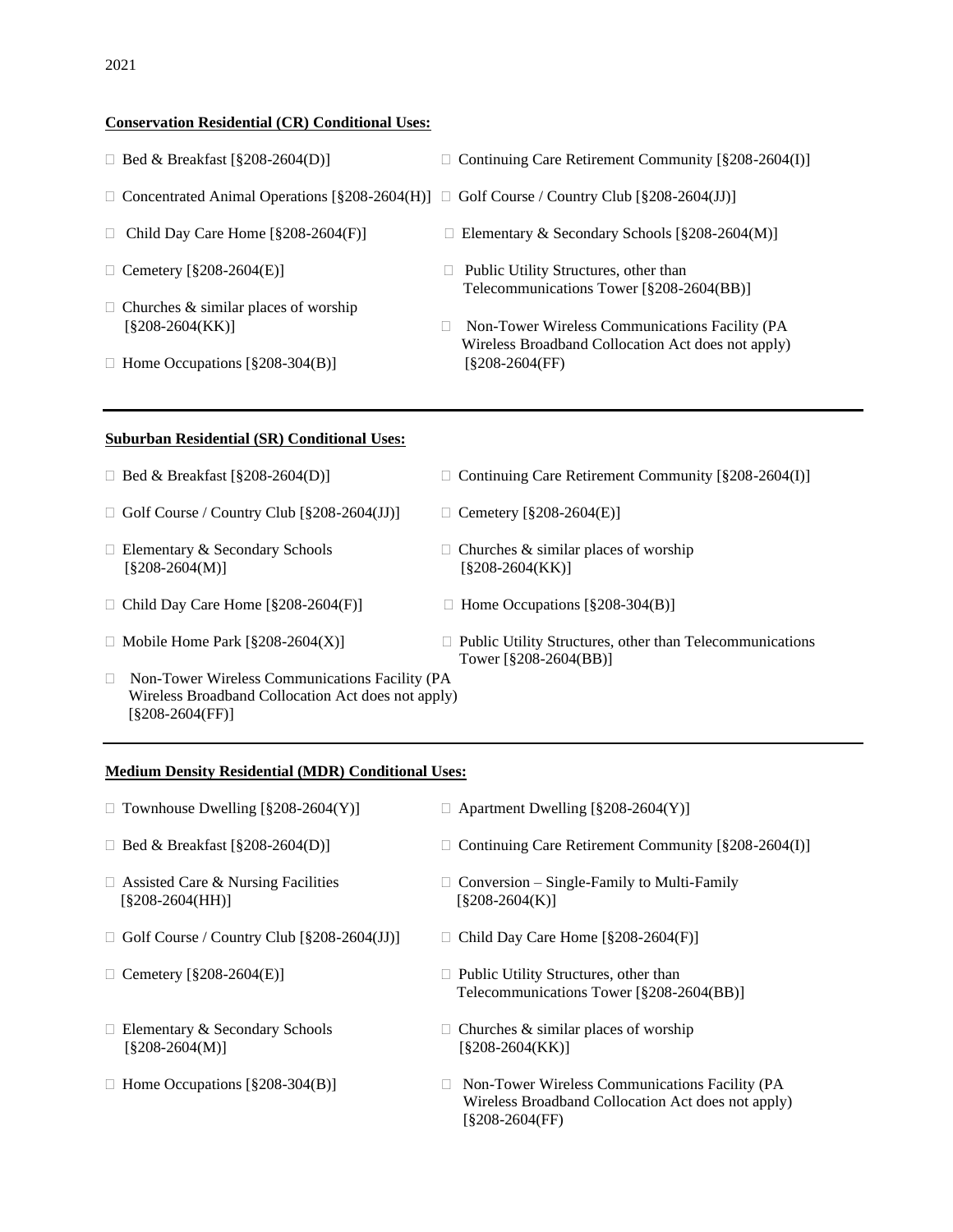2021

**Conservation Residential (CR) Conditional Uses:**

- ☐ Bed & Breakfast [§208-2604(D)]
- ☐ Concentrated Animal Operations [§208-2604(H)]
- ☐ Child Day Care Home [§208-2604(F)]
- ☐ Cemetery [§208-2604(E)]
- ☐ Churches & similar places of worship [§208-2604(KK)]
- ☐ Home Occupations [§208-304(B)]
- ☐ Continuing Care Retirement Community [§208-2604(I)]
- ☐ Golf Course / Country Club [§208-2604(JJ)]
- ☐ Elementary & Secondary Schools [§208-2604(M)]
- ☐ Public Utility Structures, other than Telecommunications Tower [§208-2604(BB)]
- ☐ Non-Tower Wireless Communications Facility (PA Wireless Broadband Collocation Act does not apply) [§208-2604(FF)

---

**Suburban Residential (SR) Conditional Uses:**

- ☐ Bed & Breakfast [§208-2604(D)]
- ☐ Golf Course / Country Club [§208-2604(JJ)]
- ☐ Elementary & Secondary Schools [§208-2604(M)]
- ☐ Child Day Care Home [§208-2604(F)]
- ☐ Mobile Home Park [§208-2604(X)]
- ☐ Non-Tower Wireless Communications Facility (PA Wireless Broadband Collocation Act does not apply) [§208-2604(FF)]
- ☐ Continuing Care Retirement Community [§208-2604(I)]
- ☐ Cemetery [§208-2604(E)]
- ☐ Churches & similar places of worship [§208-2604(KK)]
- ☐ Home Occupations [§208-304(B)]
- ☐ Public Utility Structures, other than Telecommunications Tower [§208-2604(BB)]

---

**Medium Density Residential (MDR) Conditional Uses:**

- ☐ Townhouse Dwelling [§208-2604(Y)]
- ☐ Bed & Breakfast [§208-2604(D)]
- ☐ Assisted Care & Nursing Facilities [§208-2604(HH)]
- ☐ Golf Course / Country Club [§208-2604(JJ)]
- ☐ Cemetery [§208-2604(E)]
- ☐ Elementary & Secondary Schools [§208-2604(M)]
- ☐ Home Occupations [§208-304(B)]
- ☐ Apartment Dwelling [§208-2604(Y)]
- ☐ Continuing Care Retirement Community [§208-2604(I)]
- ☐ Conversion – Single-Family to Multi-Family [§208-2604(K)]
- ☐ Child Day Care Home [§208-2604(F)]
- ☐ Public Utility Structures, other than Telecommunications Tower [§208-2604(BB)]
- ☐ Churches & similar places of worship [§208-2604(KK)]
- ☐ Non-Tower Wireless Communications Facility (PA Wireless Broadband Collocation Act does not apply) [§208-2604(FF)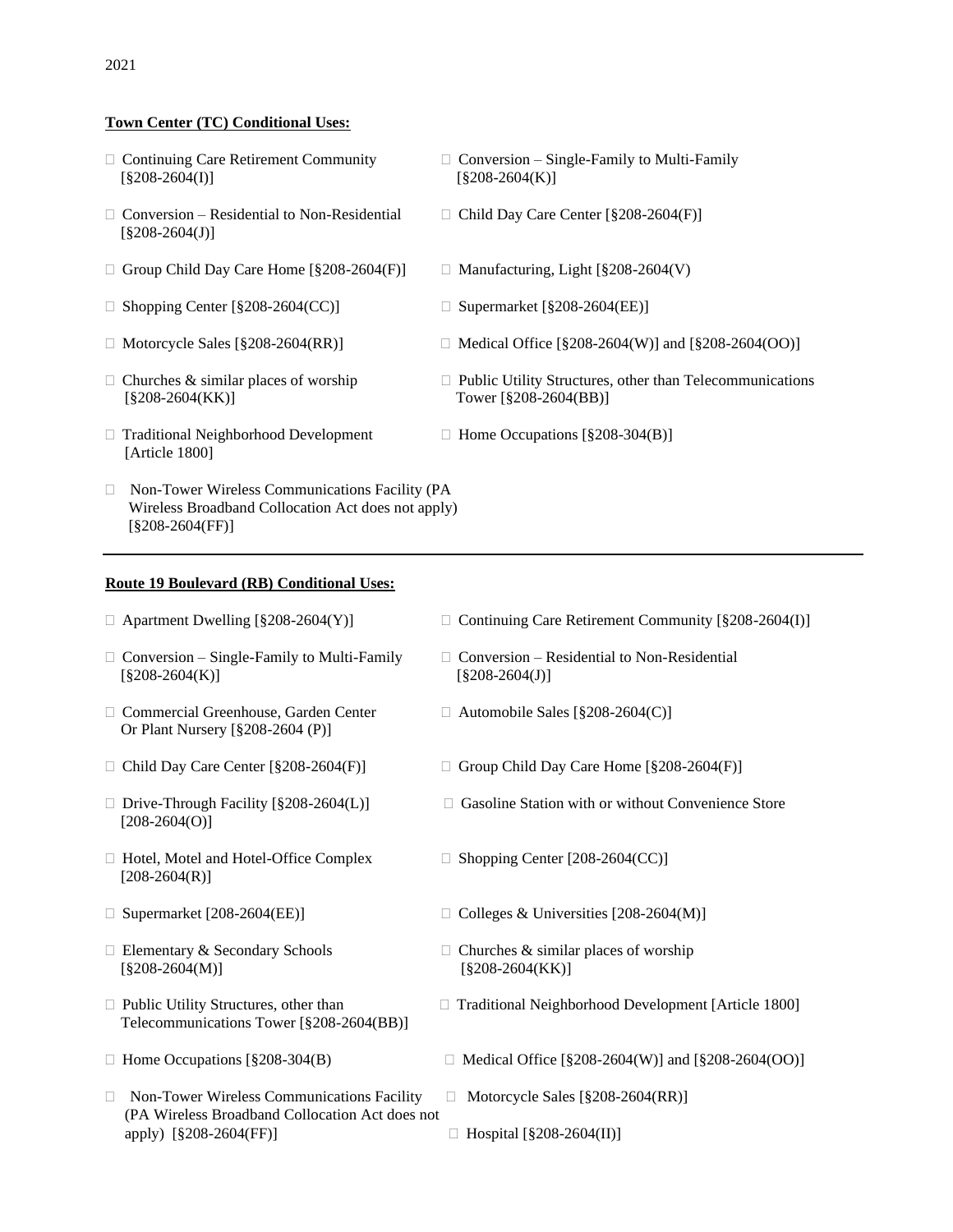2021

**Town Center (TC) Conditional Uses:**

- Continuing Care Retirement Community [§208-2604(I)]
- Conversion – Single-Family to Multi-Family [§208-2604(K)]
- Conversion – Residential to Non-Residential [§208-2604(J)]
- Child Day Care Center [§208-2604(F)]
- Group Child Day Care Home [§208-2604(F)]
- Manufacturing, Light [§208-2604(V)
- Shopping Center [§208-2604(CC)]
- Supermarket [§208-2604(EE)]
- Motorcycle Sales [§208-2604(RR)]
- Medical Office [§208-2604(W)] and [§208-2604(OO)]
- Churches & similar places of worship [§208-2604(KK)]
- Public Utility Structures, other than Telecommunications Tower [§208-2604(BB)]
- Traditional Neighborhood Development [Article 1800]
- Home Occupations [§208-304(B)]
- Non-Tower Wireless Communications Facility (PA Wireless Broadband Collocation Act does not apply) [§208-2604(FF)]

---

**Route 19 Boulevard (RB) Conditional Uses:**

- Apartment Dwelling [§208-2604(Y)]
- Continuing Care Retirement Community [§208-2604(I)]
- Conversion – Single-Family to Multi-Family [§208-2604(K)]
- Conversion – Residential to Non-Residential [§208-2604(J)]
- Commercial Greenhouse, Garden Center Or Plant Nursery [§208-2604 (P)]
- Automobile Sales [§208-2604(C)]
- Child Day Care Center [§208-2604(F)]
- Group Child Day Care Home [§208-2604(F)]
- Drive-Through Facility [§208-2604(L)] [208-2604(O)]
- Gasoline Station with or without Convenience Store
- Hotel, Motel and Hotel-Office Complex [208-2604(R)]
- Shopping Center [208-2604(CC)]
- Supermarket [208-2604(EE)]
- Colleges & Universities [208-2604(M)]
- Elementary & Secondary Schools [§208-2604(M)]
- Churches & similar places of worship [§208-2604(KK)]
- Public Utility Structures, other than Telecommunications Tower [§208-2604(BB)]
- Traditional Neighborhood Development [Article 1800]
- Home Occupations [§208-304(B)
- Medical Office [§208-2604(W)] and [§208-2604(OO)]
- Non-Tower Wireless Communications Facility (PA Wireless Broadband Collocation Act does not apply) [§208-2604(FF)]
- Motorcycle Sales [§208-2604(RR)]
- Hospital [§208-2604(II)]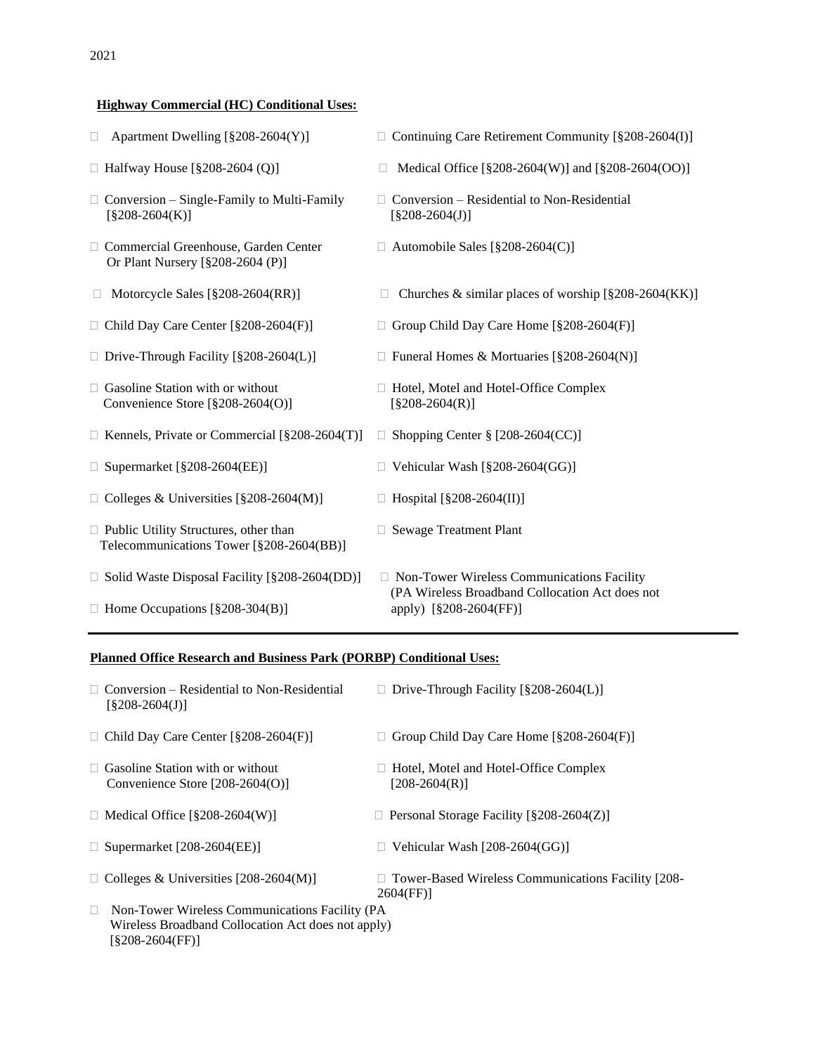2021

**Highway Commercial (HC) Conditional Uses:**

- ☐ Apartment Dwelling [§208-2604(Y)]
- ☐ Continuing Care Retirement Community [§208-2604(I)]
- ☐ Halfway House [§208-2604 (Q)]
- ☐ Medical Office [§208-2604(W)] and [§208-2604(OO)]
- ☐ Conversion – Single-Family to Multi-Family [§208-2604(K)]
- ☐ Conversion – Residential to Non-Residential [§208-2604(J)]
- ☐ Commercial Greenhouse, Garden Center Or Plant Nursery [§208-2604 (P)]
- ☐ Automobile Sales [§208-2604(C)]
- ☐ Motorcycle Sales [§208-2604(RR)]
- ☐ Churches & similar places of worship [§208-2604(KK)]
- ☐ Child Day Care Center [§208-2604(F)]
- ☐ Group Child Day Care Home [§208-2604(F)]
- ☐ Drive-Through Facility [§208-2604(L)]
- ☐ Funeral Homes & Mortuaries [§208-2604(N)]
- ☐ Gasoline Station with or without Convenience Store [§208-2604(O)]
- ☐ Hotel, Motel and Hotel-Office Complex [§208-2604(R)]
- ☐ Kennels, Private or Commercial [§208-2604(T)]
- ☐ Shopping Center § [208-2604(CC)]
- ☐ Supermarket [§208-2604(EE)]
- ☐ Vehicular Wash [§208-2604(GG)]
- ☐ Colleges & Universities [§208-2604(M)]
- ☐ Hospital [§208-2604(II)]
- ☐ Public Utility Structures, other than Telecommunications Tower [§208-2604(BB)]
- ☐ Sewage Treatment Plant
- ☐ Solid Waste Disposal Facility [§208-2604(DD)]
- ☐ Non-Tower Wireless Communications Facility (PA Wireless Broadband Collocation Act does not apply) [§208-2604(FF)]
- ☐ Home Occupations [§208-304(B)]

---

**Planned Office Research and Business Park (PORBP) Conditional Uses:**

- ☐ Conversion – Residential to Non-Residential [§208-2604(J)]
- ☐ Drive-Through Facility [§208-2604(L)]
- ☐ Child Day Care Center [§208-2604(F)]
- ☐ Group Child Day Care Home [§208-2604(F)]
- ☐ Gasoline Station with or without Convenience Store [208-2604(O)]
- ☐ Hotel, Motel and Hotel-Office Complex [208-2604(R)]
- ☐ Medical Office [§208-2604(W)]
- ☐ Personal Storage Facility [§208-2604(Z)]
- ☐ Supermarket [208-2604(EE)]
- ☐ Vehicular Wash [208-2604(GG)]
- ☐ Colleges & Universities [208-2604(M)]
- ☐ Tower-Based Wireless Communications Facility [208-2604(FF)]
- ☐ Non-Tower Wireless Communications Facility (PA Wireless Broadband Collocation Act does not apply) [§208-2604(FF)]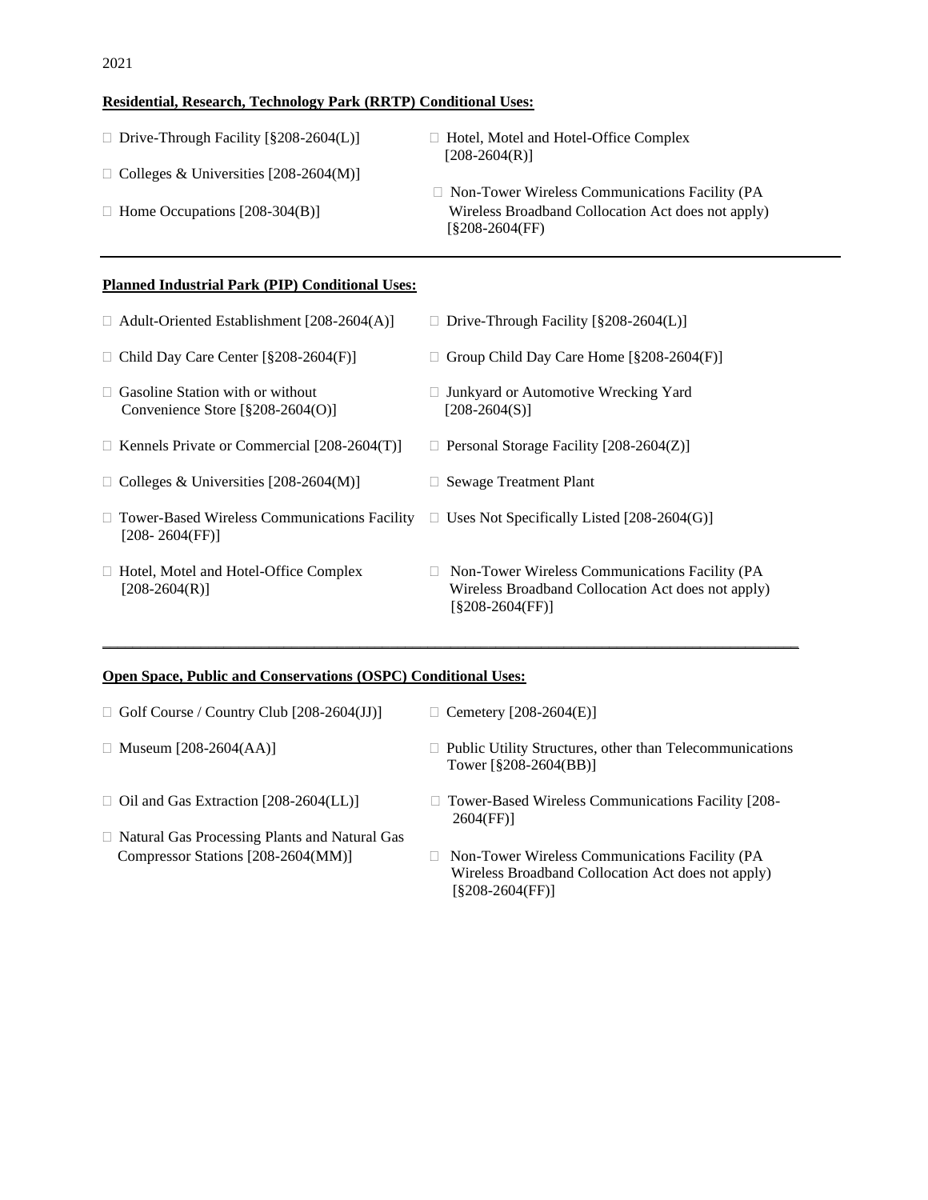2021

**Residential, Research, Technology Park (RRTP) Conditional Uses:**

- ☐ Drive-Through Facility [§208-2604(L)]
- ☐ Colleges & Universities [208-2604(M)]
- ☐ Home Occupations [208-304(B)]
- ☐ Hotel, Motel and Hotel-Office Complex [208-2604(R)]
- ☐ Non-Tower Wireless Communications Facility (PA Wireless Broadband Collocation Act does not apply) [§208-2604(FF)

---

**Planned Industrial Park (PIP) Conditional Uses:**

- ☐ Adult-Oriented Establishment [208-2604(A)]
- ☐ Drive-Through Facility [§208-2604(L)]
- ☐ Child Day Care Center [§208-2604(F)]
- ☐ Group Child Day Care Home [§208-2604(F)]
- ☐ Gasoline Station with or without Convenience Store [§208-2604(O)]
- ☐ Junkyard or Automotive Wrecking Yard [208-2604(S)]
- ☐ Kennels Private or Commercial [208-2604(T)]
- ☐ Personal Storage Facility [208-2604(Z)]
- ☐ Colleges & Universities [208-2604(M)]
- ☐ Sewage Treatment Plant
- ☐ Tower-Based Wireless Communications Facility [208- 2604(FF)]
- ☐ Uses Not Specifically Listed [208-2604(G)]
- ☐ Hotel, Motel and Hotel-Office Complex [208-2604(R)]
- ☐ Non-Tower Wireless Communications Facility (PA Wireless Broadband Collocation Act does not apply) [§208-2604(FF)]

---

**Open Space, Public and Conservations (OSPC) Conditional Uses:**

- ☐ Golf Course / Country Club [208-2604(JJ)]
- ☐ Cemetery [208-2604(E)]
- ☐ Museum [208-2604(AA)]
- ☐ Public Utility Structures, other than Telecommunications Tower [§208-2604(BB)]
- ☐ Oil and Gas Extraction [208-2604(LL)]
- ☐ Tower-Based Wireless Communications Facility [208-2604(FF)]
- ☐ Natural Gas Processing Plants and Natural Gas Compressor Stations [208-2604(MM)]
- ☐ Non-Tower Wireless Communications Facility (PA Wireless Broadband Collocation Act does not apply) [§208-2604(FF)]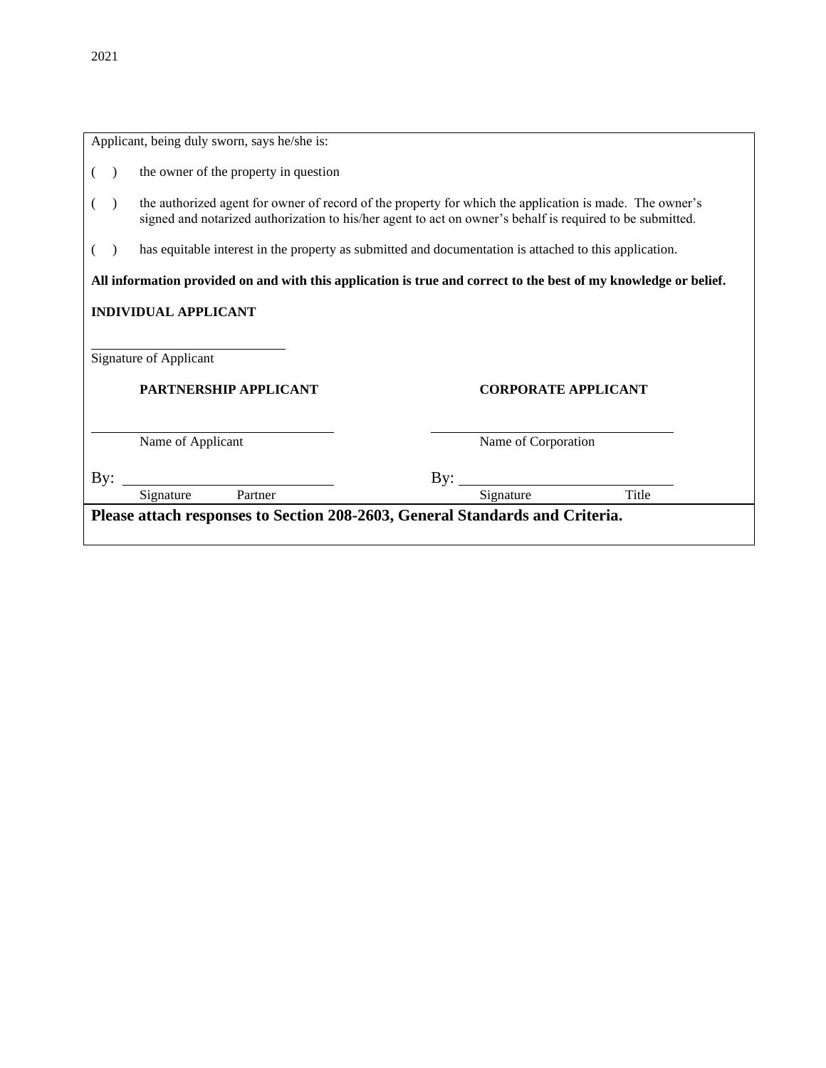Applicant, being duly sworn, says he/she is:

( ) the owner of the property in question

( ) the authorized agent for owner of record of the property for which the application is made. The owner's signed and notarized authorization to his/her agent to act on owner's behalf is required to be submitted.

( ) has equitable interest in the property as submitted and documentation is attached to this application.

**All information provided on and with this application is true and correct to the best of my knowledge or belief.**

**INDIVIDUAL APPLICANT**

\_\_\_\_\_\_\_\_\_\_\_\_\_\_\_\_\_\_\_\_\_\_\_\_\_\_\_\_\_\_
Signature of Applicant

**PARTNERSHIP APPLICANT**

\_\_\_\_\_\_\_\_\_\_\_\_\_\_\_\_\_\_\_\_\_\_\_\_\_\_\_\_\_\_
Name of Applicant

By: \_\_\_\_\_\_\_\_\_\_\_\_\_\_\_\_\_\_\_\_\_\_\_\_\_\_\_\_\_\_
Signature Partner

**CORPORATE APPLICANT**

\_\_\_\_\_\_\_\_\_\_\_\_\_\_\_\_\_\_\_\_\_\_\_\_\_\_\_\_\_\_
Name of Corporation

By: \_\_\_\_\_\_\_\_\_\_\_\_\_\_\_\_\_\_\_\_\_\_\_\_\_\_\_\_\_\_
Signature Title

**Please attach responses to Section 208-2603, General Standards and Criteria.**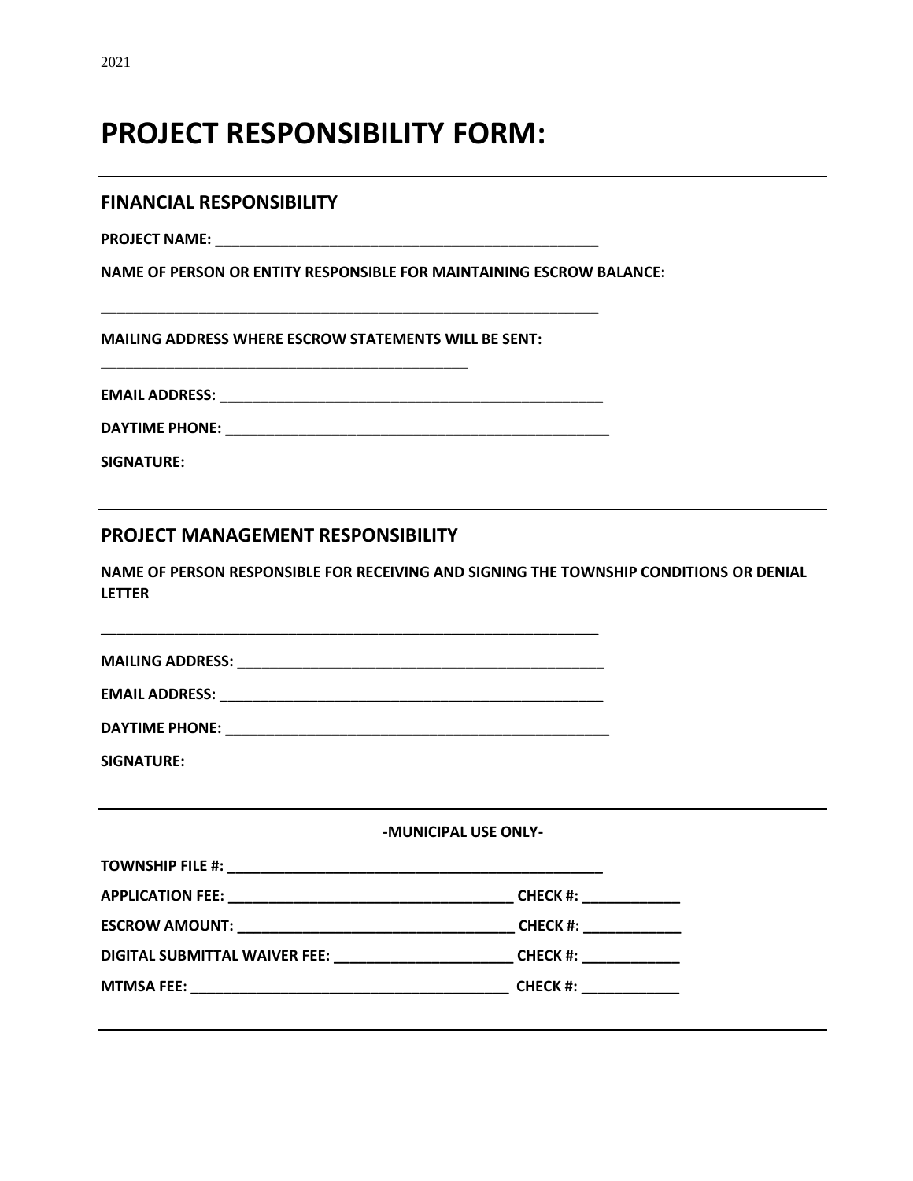2021

# PROJECT RESPONSIBILITY FORM:

---

## FINANCIAL RESPONSIBILITY

**PROJECT NAME: ___________________________________________________**

**NAME OF PERSON OR ENTITY RESPONSIBLE FOR MAINTAINING ESCROW BALANCE:**

**_________________________________________________________________**

**MAILING ADDRESS WHERE ESCROW STATEMENTS WILL BE SENT:**

**_______________________________________________**

**EMAIL ADDRESS: __________________________________________________**

**DAYTIME PHONE: __________________________________________________**

**SIGNATURE:**

---

## PROJECT MANAGEMENT RESPONSIBILITY

**NAME OF PERSON RESPONSIBLE FOR RECEIVING AND SIGNING THE TOWNSHIP CONDITIONS OR DENIAL LETTER**

**_________________________________________________________________**

**MAILING ADDRESS: _______________________________________________**

**EMAIL ADDRESS: __________________________________________________**

**DAYTIME PHONE: __________________________________________________**

**SIGNATURE:**

---

**-MUNICIPAL USE ONLY-**

**TOWNSHIP FILE #: ________________________________________________**

**APPLICATION FEE: ____________________________________ CHECK #: ____________**

**ESCROW AMOUNT: ____________________________________ CHECK #: ____________**

**DIGITAL SUBMITTAL WAIVER FEE: ______________________ CHECK #: ____________**

**MTMSA FEE: ________________________________________ CHECK #: ____________**

---